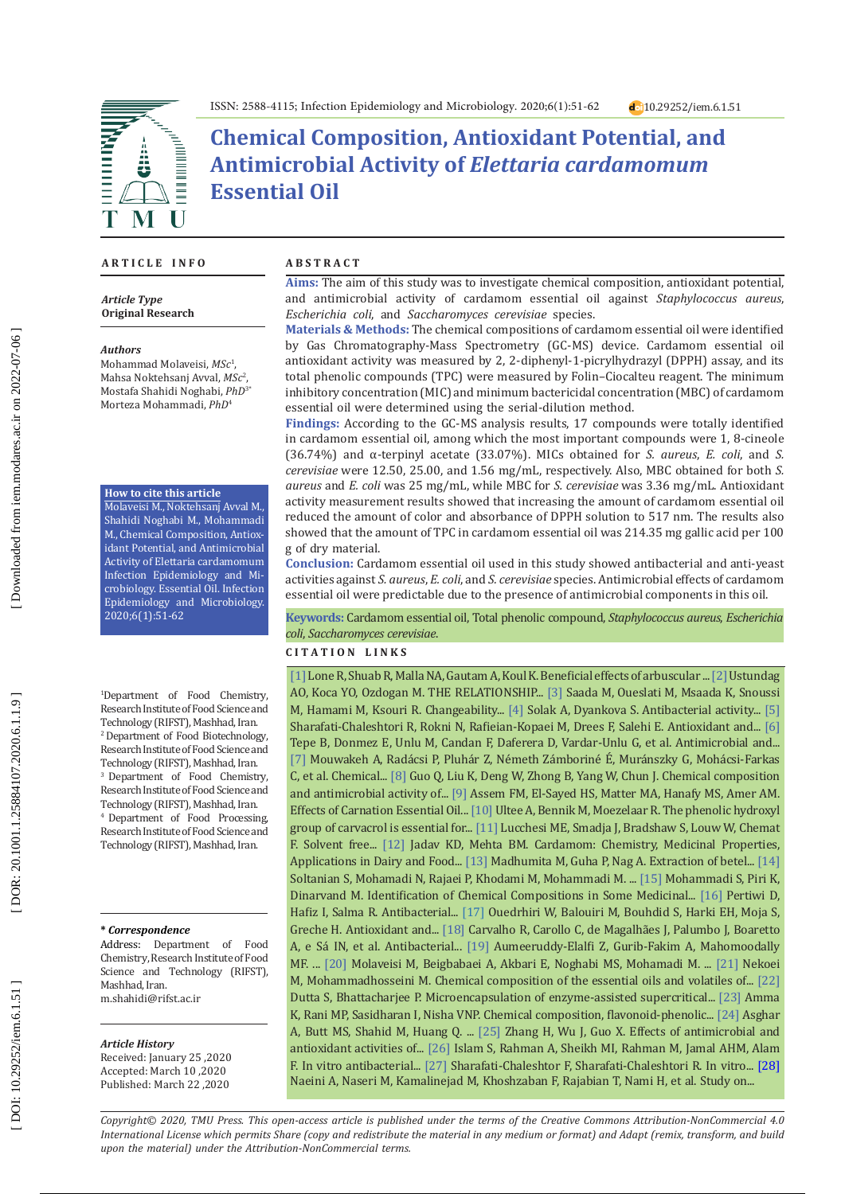ISSN: 2588-4115; Infection Epidemiology and Microbiology. 2020;6(1):51-62 10.29252/iem.6.1.51

# Chemical Composition, Antioxidant Potential, and Antimicrobial Activity of *Elettaria cardamomum* Essential Oil

## ARTICLE INFO

***Article Type***
**Original Research**

***Authors***
Mohammad Molaveisi, *MSc*[1],
Mahsa Noktehsanj Avval, *MSc*[2],
Mostafa Shahidi Noghabi, *PhD*[3*]
Morteza Mohammadi, *PhD*[4]

**How to cite this article**
Molaveisi M., Noktehsanj Avval M., Shahidi Noghabi M., Mohammadi M., Chemical Composition, Antioxidant Potential, and Antimicrobial Activity of Elettaria cardamomum Infection Epidemiology and Microbiology. Essential Oil. Infection Epidemiology and Microbiology. 2020;6(1):51-62

[1]Department of Food Chemistry, Research Institute of Food Science and Technology (RIFST), Mashhad, Iran.
[2] Department of Food Biotechnology, Research Institute of Food Science and Technology (RIFST), Mashhad, Iran.
[3] Department of Food Chemistry, Research Institute of Food Science and Technology (RIFST), Mashhad, Iran.
[4] Department of Food Processing, Research Institute of Food Science and Technology (RIFST), Mashhad, Iran.

***\* Correspondence***
Address: Department of Food Chemistry, Research Institute of Food Science and Technology (RIFST), Mashhad, Iran.
m.shahidi@rifst.ac.ir

***Article History***
Received: January 25 ,2020
Accepted: March 10 ,2020
Published: March 22 ,2020

## ABSTRACT

**Aims:** The aim of this study was to investigate chemical composition, antioxidant potential, and antimicrobial activity of cardamom essential oil against *Staphylococcus aureus*, *Escherichia coli*, and *Saccharomyces cerevisiae* species.

**Materials & Methods:** The chemical compositions of cardamom essential oil were identified by Gas Chromatography-Mass Spectrometry (GC-MS) device. Cardamom essential oil antioxidant activity was measured by 2, 2-diphenyl-1-picrylhydrazyl (DPPH) assay, and its total phenolic compounds (TPC) were measured by Folin–Ciocalteu reagent. The minimum inhibitory concentration (MIC) and minimum bactericidal concentration (MBC) of cardamom essential oil were determined using the serial-dilution method.

**Findings:** According to the GC-MS analysis results, 17 compounds were totally identified in cardamom essential oil, among which the most important compounds were 1, 8-cineole (36.74%) and α-terpinyl acetate (33.07%). MICs obtained for *S. aureus*, *E. coli*, and *S. cerevisiae* were 12.50, 25.00, and 1.56 mg/mL, respectively. Also, MBC obtained for both *S. aureus* and *E. coli* was 25 mg/mL, while MBC for *S. cerevisiae* was 3.36 mg/mL. Antioxidant activity measurement results showed that increasing the amount of cardamom essential oil reduced the amount of color and absorbance of DPPH solution to 517 nm. The results also showed that the amount of TPC in cardamom essential oil was 214.35 mg gallic acid per 100 g of dry material.

**Conclusion:** Cardamom essential oil used in this study showed antibacterial and anti-yeast activities against *S. aureus*, *E. coli*, and *S. cerevisiae* species. Antimicrobial effects of cardamom essential oil were predictable due to the presence of antimicrobial components in this oil.

**Keywords:** Cardamom essential oil, Total phenolic compound, *Staphylococcus aureus*, *Escherichia coli*, *Saccharomyces cerevisiae*.

## CITATION LINKS

[1] Lone R, Shuab R, Malla NA, Gautam A, Koul K. Beneficial effects of arbuscular ... [2] Ustundag AO, Koca YO, Ozdogan M. THE RELATIONSHIP... [3] Saada M, Oueslati M, Msaada K, Snoussi M, Hamami M, Ksouri R. Changeability... [4] Solak A, Dyankova S. Antibacterial activity... [5] Sharafati-Chaleshtori R, Rokni N, Rafieian-Kopaei M, Drees F, Salehi E. Antioxidant and... [6] Tepe B, Donmez E, Unlu M, Candan F, Daferera D, Vardar-Unlu G, et al. Antimicrobial and... [7] Mouwakeh A, Radácsi P, Pluhár Z, Németh Zámboriné É, Muránszky G, Mohácsi-Farkas C, et al. Chemical... [8] Guo Q, Liu K, Deng W, Zhong B, Yang W, Chun J. Chemical composition and antimicrobial activity of... [9] Assem FM, El-Sayed HS, Matter MA, Hanafy MS, Amer AM. Effects of Carnation Essential Oil... [10] Ultee A, Bennik M, Moezelaar R. The phenolic hydroxyl group of carvacrol is essential for... [11] Lucchesi ME, Smadja J, Bradshaw S, Louw W, Chemat F. Solvent free... [12] Jadav KD, Mehta BM. Cardamom: Chemistry, Medicinal Properties, Applications in Dairy and Food... [13] Madhumita M, Guha P, Nag A. Extraction of betel... [14] Soltanian S, Mohamadi N, Rajaei P, Khodami M, Mohammadi M. ... [15] Mohammadi S, Piri K, Dinarvand M. Identification of Chemical Compositions in Some Medicinal... [16] Pertiwi D, Hafiz I, Salma R. Antibacterial... [17] Ouedrhiri W, Balouiri M, Bouhdid S, Harki EH, Moja S, Greche H. Antioxidant and... [18] Carvalho R, Carollo C, de Magalhães J, Palumbo J, Boaretto A, e Sá IN, et al. Antibacterial... [19] Aumeeruddy-Elalfi Z, Gurib-Fakim A, Mahomoodally MF. ... [20] Molaveisi M, Beigbabaei A, Akbari E, Noghabi MS, Mohamadi M. ... [21] Nekoei M, Mohammadhosseini M. Chemical composition of the essential oils and volatiles of... [22] Dutta S, Bhattacharjee P. Microencapsulation of enzyme-assisted supercritical... [23] Amma K, Rani MP, Sasidharan I, Nisha VNP. Chemical composition, flavonoid-phenolic... [24] Asghar A, Butt MS, Shahid M, Huang Q. ... [25] Zhang H, Wu J, Guo X. Effects of antimicrobial and antioxidant activities of... [26] Islam S, Rahman A, Sheikh MI, Rahman M, Jamal AHM, Alam F. In vitro antibacterial... [27] Sharafati-Chaleshtor F, Sharafati-Chaleshtori R. In vitro... [28] Naeini A, Naseri M, Kamalinejad M, Khoshzaban F, Rajabian T, Nami H, et al. Study on...

*Copyright© 2020, TMU Press. This open-access article is published under the terms of the Creative Commons Attribution-NonCommercial 4.0 International License which permits Share (copy and redistribute the material in any medium or format) and Adapt (remix, transform, and build upon the material) under the Attribution-NonCommercial terms.*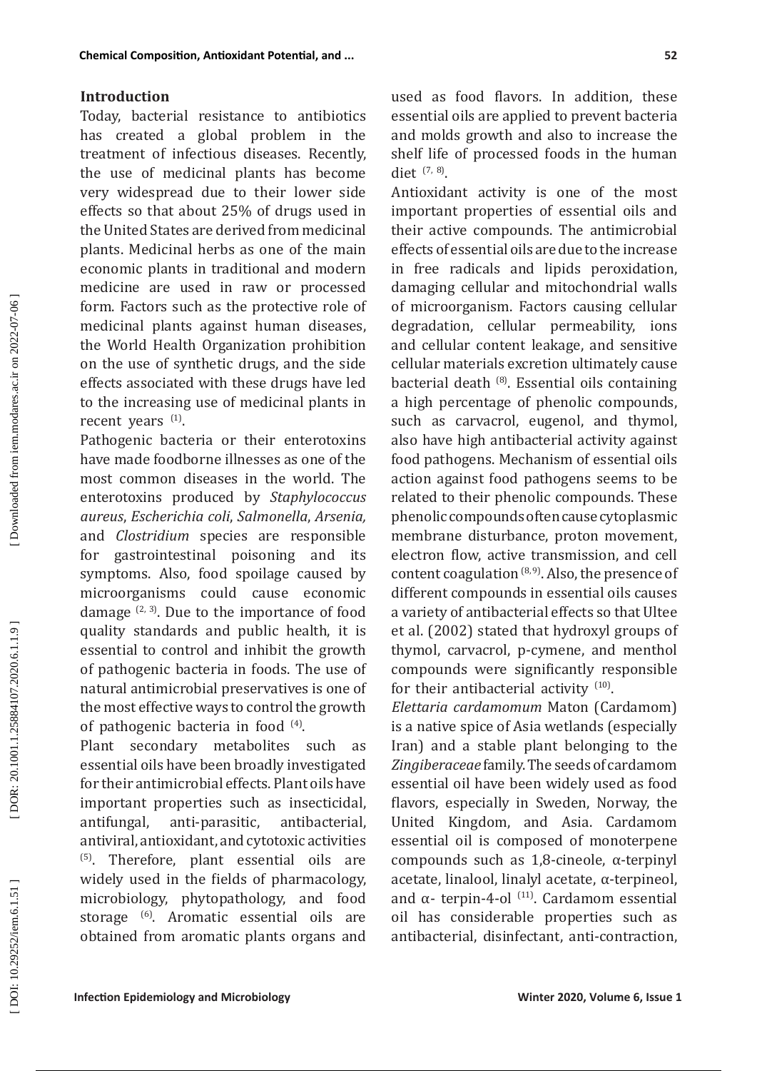## Introduction

Today, bacterial resistance to antibiotics has created a global problem in the treatment of infectious diseases. Recently, the use of medicinal plants has become very widespread due to their lower side effects so that about 25% of drugs used in the United States are derived from medicinal plants. Medicinal herbs as one of the main economic plants in traditional and modern medicine are used in raw or processed form. Factors such as the protective role of medicinal plants against human diseases, the World Health Organization prohibition on the use of synthetic drugs, and the side effects associated with these drugs have led to the increasing use of medicinal plants in recent years [1].

Pathogenic bacteria or their enterotoxins have made foodborne illnesses as one of the most common diseases in the world. The enterotoxins produced by *Staphylococcus aureus*, *Escherichia coli*, *Salmonella*, *Arsenia,* and *Clostridium* species are responsible for gastrointestinal poisoning and its symptoms. Also, food spoilage caused by microorganisms could cause economic damage [2, 3]. Due to the importance of food quality standards and public health, it is essential to control and inhibit the growth of pathogenic bacteria in foods. The use of natural antimicrobial preservatives is one of the most effective ways to control the growth of pathogenic bacteria in food [4].

Plant secondary metabolites such as essential oils have been broadly investigated for their antimicrobial effects. Plant oils have important properties such as insecticidal, antifungal, anti-parasitic, antibacterial, antiviral, antioxidant, and cytotoxic activities [5]. Therefore, plant essential oils are widely used in the fields of pharmacology, microbiology, phytopathology, and food storage [6]. Aromatic essential oils are obtained from aromatic plants organs and used as food flavors. In addition, these essential oils are applied to prevent bacteria and molds growth and also to increase the shelf life of processed foods in the human diet [7, 8].

Antioxidant activity is one of the most important properties of essential oils and their active compounds. The antimicrobial effects of essential oils are due to the increase in free radicals and lipids peroxidation, damaging cellular and mitochondrial walls of microorganism. Factors causing cellular degradation, cellular permeability, ions and cellular content leakage, and sensitive cellular materials excretion ultimately cause bacterial death [8]. Essential oils containing a high percentage of phenolic compounds, such as carvacrol, eugenol, and thymol, also have high antibacterial activity against food pathogens. Mechanism of essential oils action against food pathogens seems to be related to their phenolic compounds. These phenolic compounds often cause cytoplasmic membrane disturbance, proton movement, electron flow, active transmission, and cell content coagulation [8, 9]. Also, the presence of different compounds in essential oils causes a variety of antibacterial effects so that Ultee et al. (2002) stated that hydroxyl groups of thymol, carvacrol, p-cymene, and menthol compounds were significantly responsible for their antibacterial activity [10].

*Elettaria cardamomum* Maton (Cardamom) is a native spice of Asia wetlands (especially Iran) and a stable plant belonging to the *Zingiberaceae* family. The seeds of cardamom essential oil have been widely used as food flavors, especially in Sweden, Norway, the United Kingdom, and Asia. Cardamom essential oil is composed of monoterpene compounds such as 1,8-cineole, α-terpinyl acetate, linalool, linalyl acetate, α-terpineol, and α- terpin-4-ol [11]. Cardamom essential oil has considerable properties such as antibacterial, disinfectant, anti-contraction,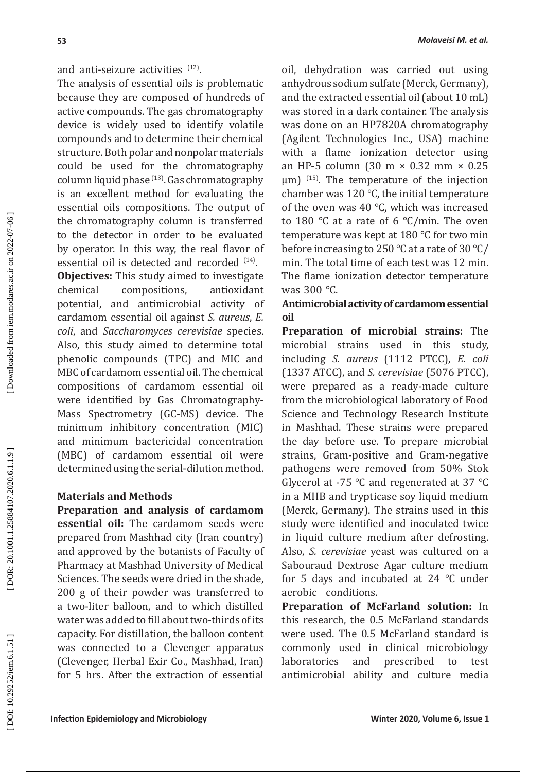and anti-seizure activities [12].

The analysis of essential oils is problematic because they are composed of hundreds of active compounds. The gas chromatography device is widely used to identify volatile compounds and to determine their chemical structure. Both polar and nonpolar materials could be used for the chromatography column liquid phase [13]. Gas chromatography is an excellent method for evaluating the essential oils compositions. The output of the chromatography column is transferred to the detector in order to be evaluated by operator. In this way, the real flavor of essential oil is detected and recorded [14].

**Objectives:** This study aimed to investigate chemical compositions, antioxidant potential, and antimicrobial activity of cardamom essential oil against *S. aureus*, *E. coli*, and *Saccharomyces cerevisiae* species. Also, this study aimed to determine total phenolic compounds (TPC) and MIC and MBC of cardamom essential oil. The chemical compositions of cardamom essential oil were identified by Gas Chromatography-Mass Spectrometry (GC-MS) device. The minimum inhibitory concentration (MIC) and minimum bactericidal concentration (MBC) of cardamom essential oil were determined using the serial-dilution method.

## Materials and Methods

**Preparation and analysis of cardamom essential oil:** The cardamom seeds were prepared from Mashhad city (Iran country) and approved by the botanists of Faculty of Pharmacy at Mashhad University of Medical Sciences. The seeds were dried in the shade, 200 g of their powder was transferred to a two-liter balloon, and to which distilled water was added to fill about two-thirds of its capacity. For distillation, the balloon content was connected to a Clevenger apparatus (Clevenger, Herbal Exir Co., Mashhad, Iran) for 5 hrs. After the extraction of essential oil, dehydration was carried out using anhydrous sodium sulfate (Merck, Germany), and the extracted essential oil (about 10 mL) was stored in a dark container. The analysis was done on an HP7820A chromatography (Agilent Technologies Inc., USA) machine with a flame ionization detector using an HP-5 column (30 m × 0.32 mm × 0.25 μm) [15]. The temperature of the injection chamber was 120 °C, the initial temperature of the oven was 40 °C, which was increased to 180 °C at a rate of 6 °C/min. The oven temperature was kept at 180 °C for two min before increasing to 250 °C at a rate of 30 °C/min. The total time of each test was 12 min. The flame ionization detector temperature was 300 °C.

### Antimicrobial activity of cardamom essential oil

**Preparation of microbial strains:** The microbial strains used in this study, including *S. aureus* (1112 PTCC), *E. coli* (1337 ATCC), and *S. cerevisiae* (5076 PTCC), were prepared as a ready-made culture from the microbiological laboratory of Food Science and Technology Research Institute in Mashhad. These strains were prepared the day before use. To prepare microbial strains, Gram-positive and Gram-negative pathogens were removed from 50% Stok Glycerol at -75 °C and regenerated at 37 °C in a MHB and trypticase soy liquid medium (Merck, Germany). The strains used in this study were identified and inoculated twice in liquid culture medium after defrosting. Also, *S. cerevisiae* yeast was cultured on a Sabouraud Dextrose Agar culture medium for 5 days and incubated at 24 °C under aerobic conditions.

**Preparation of McFarland solution:** In this research, the 0.5 McFarland standards were used. The 0.5 McFarland standard is commonly used in clinical microbiology laboratories and prescribed to test antimicrobial ability and culture media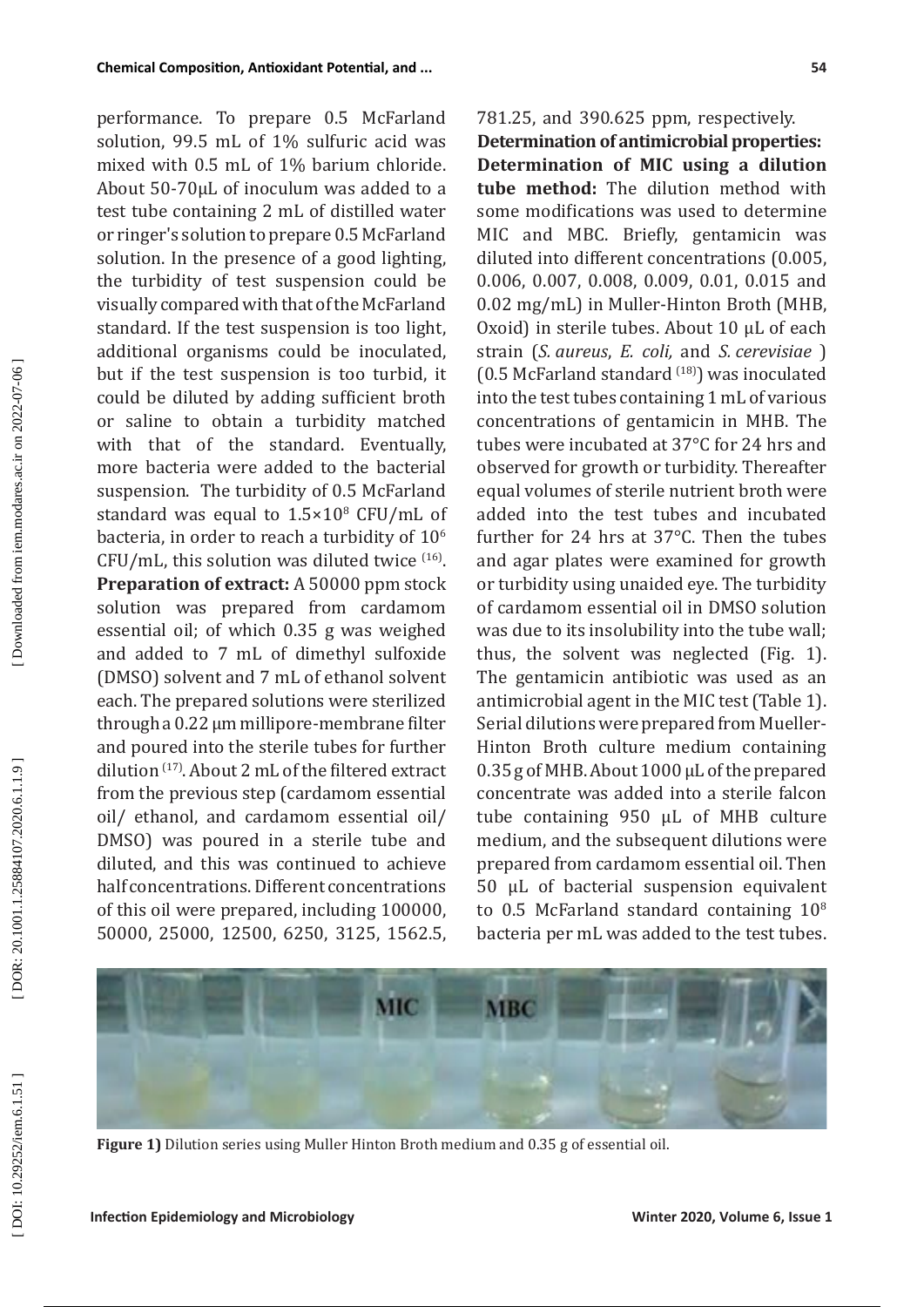performance. To prepare 0.5 McFarland solution, 99.5 mL of 1% sulfuric acid was mixed with 0.5 mL of 1% barium chloride. About 50-70µL of inoculum was added to a test tube containing 2 mL of distilled water or ringer's solution to prepare 0.5 McFarland solution. In the presence of a good lighting, the turbidity of test suspension could be visually compared with that of the McFarland standard. If the test suspension is too light, additional organisms could be inoculated, but if the test suspension is too turbid, it could be diluted by adding sufficient broth or saline to obtain a turbidity matched with that of the standard. Eventually, more bacteria were added to the bacterial suspension. The turbidity of 0.5 McFarland standard was equal to $1.5\times10^8$ CFU/mL of bacteria, in order to reach a turbidity of $10^6$ CFU/mL, this solution was diluted twice [16].

**Preparation of extract:** A 50000 ppm stock solution was prepared from cardamom essential oil; of which 0.35 g was weighed and added to 7 mL of dimethyl sulfoxide (DMSO) solvent and 7 mL of ethanol solvent each. The prepared solutions were sterilized through a 0.22 µm millipore-membrane filter and poured into the sterile tubes for further dilution [17]. About 2 mL of the filtered extract from the previous step (cardamom essential oil/ ethanol, and cardamom essential oil/ DMSO) was poured in a sterile tube and diluted, and this was continued to achieve half concentrations. Different concentrations of this oil were prepared, including 100000, 50000, 25000, 12500, 6250, 3125, 1562.5, 781.25, and 390.625 ppm, respectively.

**Determination of antimicrobial properties:**

**Determination of MIC using a dilution tube method:** The dilution method with some modifications was used to determine MIC and MBC. Briefly, gentamicin was diluted into different concentrations (0.005, 0.006, 0.007, 0.008, 0.009, 0.01, 0.015 and 0.02 mg/mL) in Muller-Hinton Broth (MHB, Oxoid) in sterile tubes. About 10 µL of each strain (*S. aureus*, *E. coli,* and *S. cerevisiae* ) (0.5 McFarland standard [18]) was inoculated into the test tubes containing 1 mL of various concentrations of gentamicin in MHB. The tubes were incubated at 37°C for 24 hrs and observed for growth or turbidity. Thereafter equal volumes of sterile nutrient broth were added into the test tubes and incubated further for 24 hrs at 37°C. Then the tubes and agar plates were examined for growth or turbidity using unaided eye. The turbidity of cardamom essential oil in DMSO solution was due to its insolubility into the tube wall; thus, the solvent was neglected (Fig. 1). The gentamicin antibiotic was used as an antimicrobial agent in the MIC test (Table 1). Serial dilutions were prepared from Mueller-Hinton Broth culture medium containing 0.35 g of MHB. About 1000 µL of the prepared concentrate was added into a sterile falcon tube containing 950 µL of MHB culture medium, and the subsequent dilutions were prepared from cardamom essential oil. Then 50 µL of bacterial suspension equivalent to 0.5 McFarland standard containing $10^8$ bacteria per mL was added to the test tubes.

**Figure 1)** Dilution series using Muller Hinton Broth medium and 0.35 g of essential oil.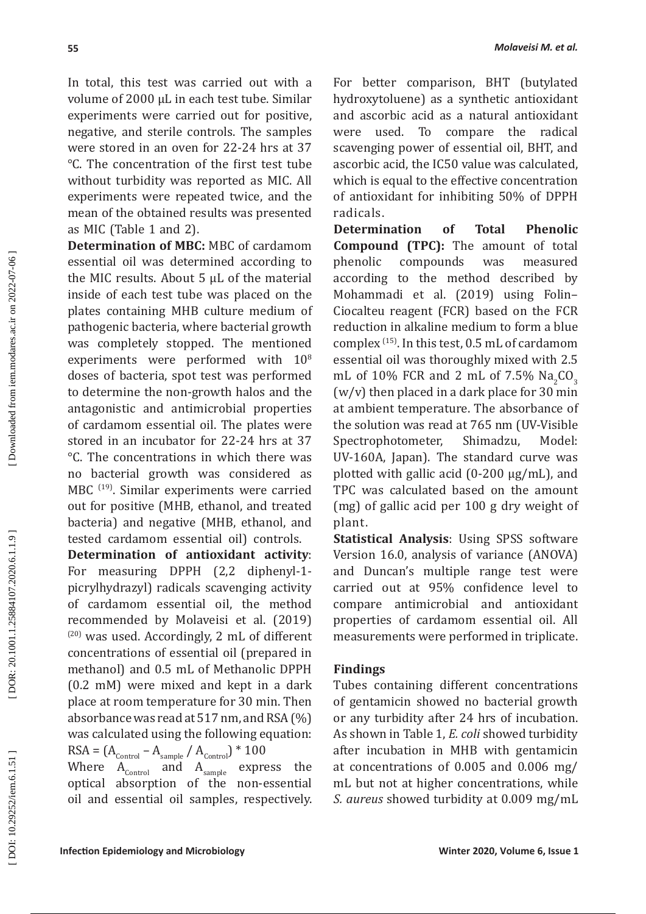In total, this test was carried out with a volume of 2000 μL in each test tube. Similar experiments were carried out for positive, negative, and sterile controls. The samples were stored in an oven for 22-24 hrs at 37 °C. The concentration of the first test tube without turbidity was reported as MIC. All experiments were repeated twice, and the mean of the obtained results was presented as MIC (Table 1 and 2).

**Determination of MBC:** MBC of cardamom essential oil was determined according to the MIC results. About 5 μL of the material inside of each test tube was placed on the plates containing MHB culture medium of pathogenic bacteria, where bacterial growth was completely stopped. The mentioned experiments were performed with $10^8$ doses of bacteria, spot test was performed to determine the non-growth halos and the antagonistic and antimicrobial properties of cardamom essential oil. The plates were stored in an incubator for 22-24 hrs at 37 °C. The concentrations in which there was no bacterial growth was considered as MBC [19]. Similar experiments were carried out for positive (MHB, ethanol, and treated bacteria) and negative (MHB, ethanol, and tested cardamom essential oil) controls.

**Determination of antioxidant activity**: For measuring DPPH (2,2 diphenyl-1-picrylhydrazyl) radicals scavenging activity of cardamom essential oil, the method recommended by Molaveisi et al. (2019) [20] was used. Accordingly, 2 mL of different concentrations of essential oil (prepared in methanol) and 0.5 mL of Methanolic DPPH (0.2 mM) were mixed and kept in a dark place at room temperature for 30 min. Then absorbance was read at 517 nm, and RSA (%) was calculated using the following equation:

$$RSA = (A_{Control} - A_{sample} / A_{Control}) * 100$$

Where $A_{Control}$ and $A_{sample}$ express the optical absorption of the non-essential oil and essential oil samples, respectively. For better comparison, BHT (butylated hydroxytoluene) as a synthetic antioxidant and ascorbic acid as a natural antioxidant were used. To compare the radical scavenging power of essential oil, BHT, and ascorbic acid, the IC50 value was calculated, which is equal to the effective concentration of antioxidant for inhibiting 50% of DPPH radicals.

**Determination of Total Phenolic Compound (TPC):** The amount of total phenolic compounds was measured according to the method described by Mohammadi et al. (2019) using Folin–Ciocalteu reagent (FCR) based on the FCR reduction in alkaline medium to form a blue complex [15]. In this test, 0.5 mL of cardamom essential oil was thoroughly mixed with 2.5 mL of 10% FCR and 2 mL of 7.5% $Na_2CO_3$ (w/v) then placed in a dark place for 30 min at ambient temperature. The absorbance of the solution was read at 765 nm (UV-Visible Spectrophotometer, Shimadzu, Model: UV-160A, Japan). The standard curve was plotted with gallic acid (0-200 μg/mL), and TPC was calculated based on the amount (mg) of gallic acid per 100 g dry weight of plant.

**Statistical Analysis**: Using SPSS software Version 16.0, analysis of variance (ANOVA) and Duncan's multiple range test were carried out at 95% confidence level to compare antimicrobial and antioxidant properties of cardamom essential oil. All measurements were performed in triplicate.

## Findings

Tubes containing different concentrations of gentamicin showed no bacterial growth or any turbidity after 24 hrs of incubation. As shown in Table 1, *E. coli* showed turbidity after incubation in MHB with gentamicin at concentrations of 0.005 and 0.006 mg/mL but not at higher concentrations, while *S. aureus* showed turbidity at 0.009 mg/mL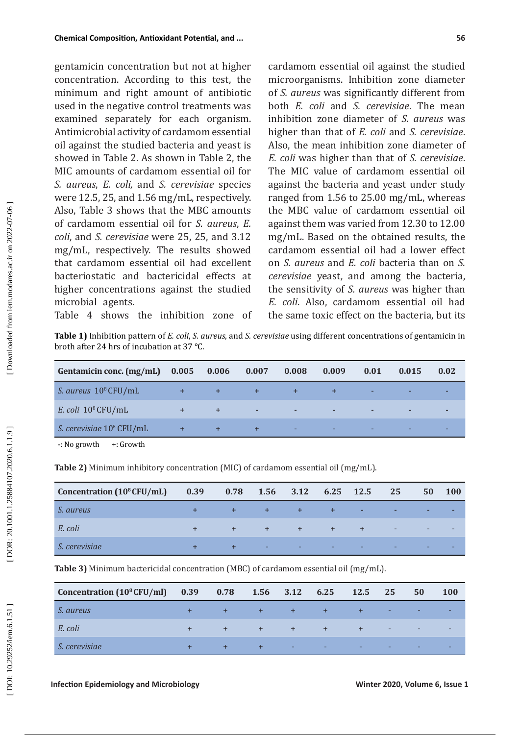gentamicin concentration but not at higher concentration. According to this test, the minimum and right amount of antibiotic used in the negative control treatments was examined separately for each organism. Antimicrobial activity of cardamom essential oil against the studied bacteria and yeast is showed in Table 2. As shown in Table 2, the MIC amounts of cardamom essential oil for *S. aureus*, *E. coli,* and *S. cerevisiae* species were 12.5, 25, and 1.56 mg/mL, respectively. Also, Table 3 shows that the MBC amounts of cardamom essential oil for *S. aureus*, *E. coli*, and *S. cerevisiae* were 25, 25, and 3.12 mg/mL, respectively. The results showed that cardamom essential oil had excellent bacteriostatic and bactericidal effects at higher concentrations against the studied microbial agents.

Table 4 shows the inhibition zone of cardamom essential oil against the studied microorganisms. Inhibition zone diameter of *S. aureus* was significantly different from both *E. coli* and *S. cerevisiae*. The mean inhibition zone diameter of *S. aureus* was higher than that of *E. coli* and *S. cerevisiae*. Also, the mean inhibition zone diameter of *E. coli* was higher than that of *S. cerevisiae*. The MIC value of cardamom essential oil against the bacteria and yeast under study ranged from 1.56 to 25.00 mg/mL, whereas the MBC value of cardamom essential oil against them was varied from 12.30 to 12.00 mg/mL. Based on the obtained results, the cardamom essential oil had a lower effect on *S. aureus* and *E. coli* bacteria than on *S. cerevisiae* yeast, and among the bacteria, the sensitivity of *S. aureus* was higher than *E. coli*. Also, cardamom essential oil had the same toxic effect on the bacteria, but its

**Table 1)** Inhibition pattern of *E. coli*, *S. aureus*, and *S. cerevisiae* using different concentrations of gentamicin in broth after 24 hrs of incubation at 37 °C.

| Gentamicin conc. (mg/mL) | 0.005 | 0.006 | 0.007 | 0.008 | 0.009 | 0.01 | 0.015 | 0.02 |
|---|---|---|---|---|---|---|---|---|
| *S. aureus* $10^8$ CFU/mL | + | + | + | + | + | - | - | - |
| *E. coli* $10^8$ CFU/mL | + | + | - | - | - | - | - | - |
| *S. cerevisiae* $10^8$ CFU/mL | + | + | + | - | - | - | - | - |

-: No growth +: Growth

**Table 2)** Minimum inhibitory concentration (MIC) of cardamom essential oil (mg/mL).

| Concentration ($10^8$ CFU/mL) | 0.39 | 0.78 | 1.56 | 3.12 | 6.25 | 12.5 | 25 | 50 | 100 |
|---|---|---|---|---|---|---|---|---|---|
| *S. aureus* | + | + | + | + | + | - | - | - | - |
| *E. coli* | + | + | + | + | + | + | - | - | - |
| *S. cerevisiae* | + | + | - | - | - | - | - | - | - |

**Table 3)** Minimum bactericidal concentration (MBC) of cardamom essential oil (mg/mL).

| Concentration ($10^8$ CFU/ml) | 0.39 | 0.78 | 1.56 | 3.12 | 6.25 | 12.5 | 25 | 50 | 100 |
|---|---|---|---|---|---|---|---|---|---|
| *S. aureus* | + | + | + | + | + | + | - | - | - |
| *E. coli* | + | + | + | + | + | + | - | - | - |
| *S. cerevisiae* | + | + | + | - | - | - | - | - | - |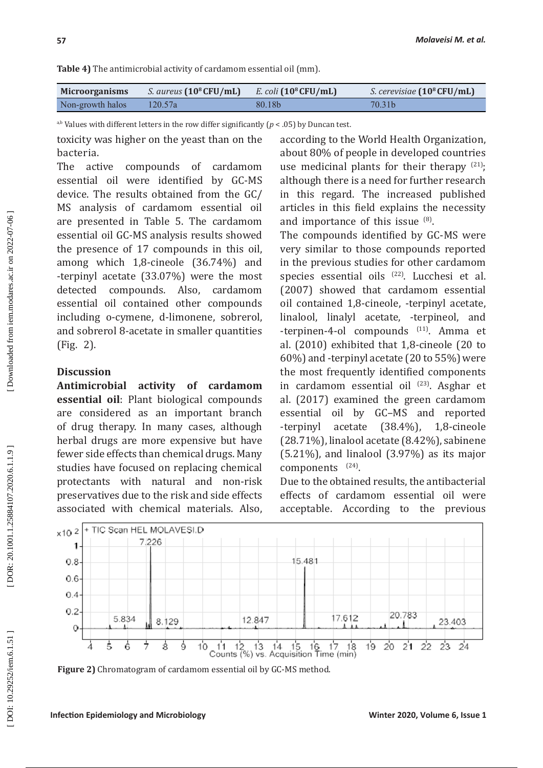**Table 4)** The antimicrobial activity of cardamom essential oil (mm).

| Microorganisms | *S. aureus* ($10^8$ CFU/mL) | *E. coli* ($10^8$ CFU/mL) | *S. cerevisiae* ($10^8$ CFU/mL) |
|---|---|---|---|
| Non-growth halos | 120.57a | 80.18b | 70.31b |

ab Values with different letters in the row differ significantly ($p < .05$) by Duncan test.

toxicity was higher on the yeast than on the bacteria.

The active compounds of cardamom essential oil were identified by GC-MS device. The results obtained from the GC/MS analysis of cardamom essential oil are presented in Table 5. The cardamom essential oil GC-MS analysis results showed the presence of 17 compounds in this oil, among which 1,8-cineole (36.74%) and -terpinyl acetate (33.07%) were the most detected compounds. Also, cardamom essential oil contained other compounds including o-cymene, d-limonene, sobrerol, and sobrerol 8-acetate in smaller quantities (Fig. 2).

## Discussion

**Antimicrobial activity of cardamom essential oil**: Plant biological compounds are considered as an important branch of drug therapy. In many cases, although herbal drugs are more expensive but have fewer side effects than chemical drugs. Many studies have focused on replacing chemical protectants with natural and non-risk preservatives due to the risk and side effects associated with chemical materials. Also, according to the World Health Organization, about 80% of people in developed countries use medicinal plants for their therapy [21]; although there is a need for further research in this regard. The increased published articles in this field explains the necessity and importance of this issue [8].

The compounds identified by GC-MS were very similar to those compounds reported in the previous studies for other cardamom species essential oils [22]. Lucchesi et al. (2007) showed that cardamom essential oil contained 1,8-cineole, -terpinyl acetate, linalool, linalyl acetate, -terpineol, and -terpinen-4-ol compounds [11]. Amma et al. (2010) exhibited that 1,8-cineole (20 to 60%) and -terpinyl acetate (20 to 55%) were the most frequently identified components in cardamom essential oil [23]. Asghar et al. (2017) examined the green cardamom essential oil by GC–MS and reported -terpinyl acetate (38.4%), 1,8-cineole (28.71%), linalool acetate (8.42%), sabinene (5.21%), and linalool (3.97%) as its major components [24].

Due to the obtained results, the antibacterial effects of cardamom essential oil were acceptable. According to the previous

**Figure 2)** Chromatogram of cardamom essential oil by GC-MS method.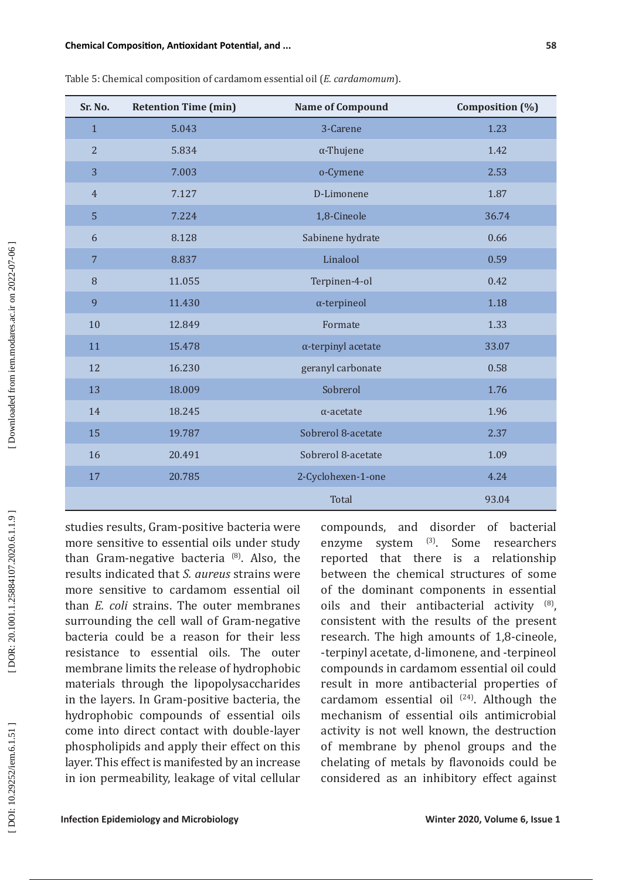Table 5: Chemical composition of cardamom essential oil (*E. cardamomum*).

| Sr. No. | Retention Time (min) | Name of Compound | Composition (%) |
|---|---|---|---|
| 1 | 5.043 | 3-Carene | 1.23 |
| 2 | 5.834 | α-Thujene | 1.42 |
| 3 | 7.003 | o-Cymene | 2.53 |
| 4 | 7.127 | D-Limonene | 1.87 |
| 5 | 7.224 | 1,8-Cineole | 36.74 |
| 6 | 8.128 | Sabinene hydrate | 0.66 |
| 7 | 8.837 | Linalool | 0.59 |
| 8 | 11.055 | Terpinen-4-ol | 0.42 |
| 9 | 11.430 | α-terpineol | 1.18 |
| 10 | 12.849 | Formate | 1.33 |
| 11 | 15.478 | α-terpinyl acetate | 33.07 |
| 12 | 16.230 | geranyl carbonate | 0.58 |
| 13 | 18.009 | Sobrerol | 1.76 |
| 14 | 18.245 | α-acetate | 1.96 |
| 15 | 19.787 | Sobrerol 8-acetate | 2.37 |
| 16 | 20.491 | Sobrerol 8-acetate | 1.09 |
| 17 | 20.785 | 2-Cyclohexen-1-one | 4.24 |
| | | Total | 93.04 |

studies results, Gram-positive bacteria were more sensitive to essential oils under study than Gram-negative bacteria [8]. Also, the results indicated that *S. aureus* strains were more sensitive to cardamom essential oil than *E. coli* strains. The outer membranes surrounding the cell wall of Gram-negative bacteria could be a reason for their less resistance to essential oils. The outer membrane limits the release of hydrophobic materials through the lipopolysaccharides in the layers. In Gram-positive bacteria, the hydrophobic compounds of essential oils come into direct contact with double-layer phospholipids and apply their effect on this layer. This effect is manifested by an increase in ion permeability, leakage of vital cellular compounds, and disorder of bacterial enzyme system [3]. Some researchers reported that there is a relationship between the chemical structures of some of the dominant components in essential oils and their antibacterial activity [8], consistent with the results of the present research. The high amounts of 1,8-cineole, -terpinyl acetate, d-limonene, and -terpineol compounds in cardamom essential oil could result in more antibacterial properties of cardamom essential oil [24]. Although the mechanism of essential oils antimicrobial activity is not well known, the destruction of membrane by phenol groups and the chelating of metals by flavonoids could be considered as an inhibitory effect against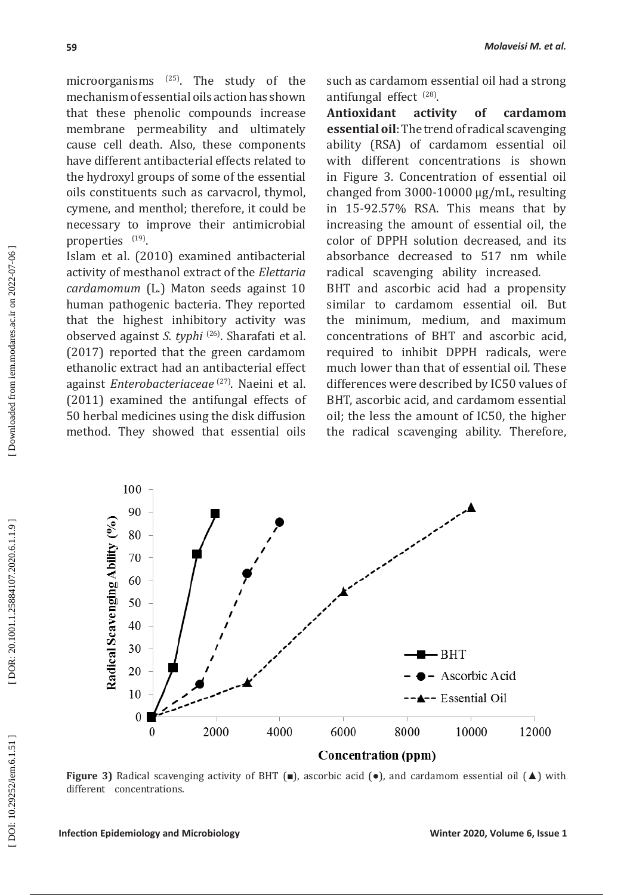microorganisms [25]. The study of the mechanism of essential oils action has shown that these phenolic compounds increase membrane permeability and ultimately cause cell death. Also, these components have different antibacterial effects related to the hydroxyl groups of some of the essential oils constituents such as carvacrol, thymol, cymene, and menthol; therefore, it could be necessary to improve their antimicrobial properties [19].

Islam et al. (2010) examined antibacterial activity of mesthanol extract of the *Elettaria cardamomum* (L.) Maton seeds against 10 human pathogenic bacteria. They reported that the highest inhibitory activity was observed against *S. typhi* [26]. Sharafati et al. (2017) reported that the green cardamom ethanolic extract had an antibacterial effect against *Enterobacteriaceae* [27]. Naeini et al. (2011) examined the antifungal effects of 50 herbal medicines using the disk diffusion method. They showed that essential oils such as cardamom essential oil had a strong antifungal effect [28].

**Antioxidant activity of cardamom essential oil**: The trend of radical scavenging ability (RSA) of cardamom essential oil with different concentrations is shown in Figure 3. Concentration of essential oil changed from 3000-10000 μg/mL, resulting in 15-92.57% RSA. This means that by increasing the amount of essential oil, the color of DPPH solution decreased, and its absorbance decreased to 517 nm while radical scavenging ability increased.

BHT and ascorbic acid had a propensity similar to cardamom essential oil. But the minimum, medium, and maximum concentrations of BHT and ascorbic acid, required to inhibit DPPH radicals, were much lower than that of essential oil. These differences were described by IC50 values of BHT, ascorbic acid, and cardamom essential oil; the less the amount of IC50, the higher the radical scavenging ability. Therefore,

**Figure 3)** Radical scavenging activity of BHT (■), ascorbic acid (●), and cardamom essential oil (▲) with different concentrations.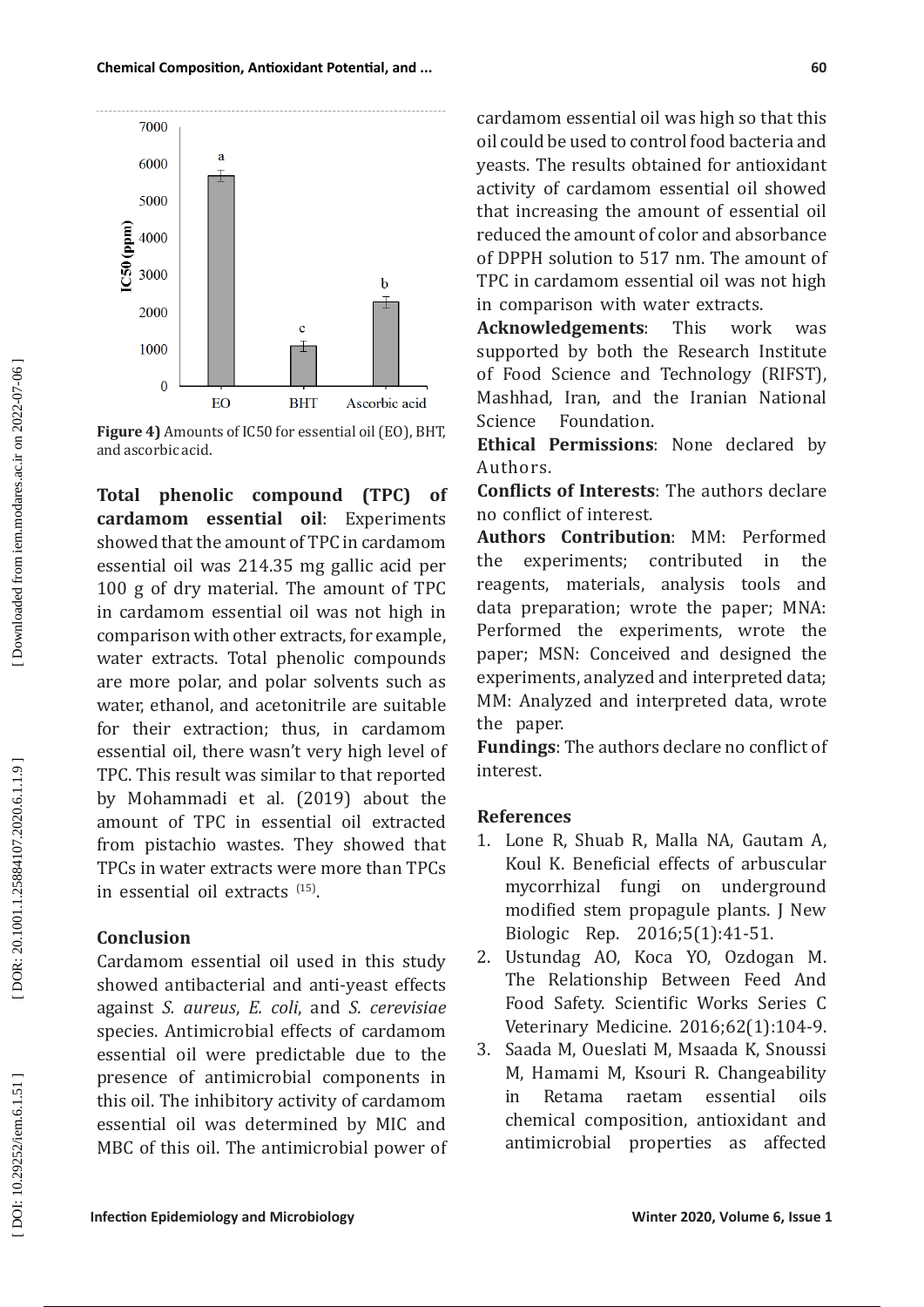Figure 4) Amounts of IC50 for essential oil (EO), BHT, and ascorbic acid.

**Total phenolic compound (TPC) of cardamom essential oil**: Experiments showed that the amount of TPC in cardamom essential oil was 214.35 mg gallic acid per 100 g of dry material. The amount of TPC in cardamom essential oil was not high in comparison with other extracts, for example, water extracts. Total phenolic compounds are more polar, and polar solvents such as water, ethanol, and acetonitrile are suitable for their extraction; thus, in cardamom essential oil, there wasn't very high level of TPC. This result was similar to that reported by Mohammadi et al. (2019) about the amount of TPC in essential oil extracted from pistachio wastes. They showed that TPCs in water extracts were more than TPCs in essential oil extracts [15].

## Conclusion

Cardamom essential oil used in this study showed antibacterial and anti-yeast effects against *S. aureus*, *E. coli*, and *S. cerevisiae* species. Antimicrobial effects of cardamom essential oil were predictable due to the presence of antimicrobial components in this oil. The inhibitory activity of cardamom essential oil was determined by MIC and MBC of this oil. The antimicrobial power of cardamom essential oil was high so that this oil could be used to control food bacteria and yeasts. The results obtained for antioxidant activity of cardamom essential oil showed that increasing the amount of essential oil reduced the amount of color and absorbance of DPPH solution to 517 nm. The amount of TPC in cardamom essential oil was not high in comparison with water extracts.

**Acknowledgements**: This work was supported by both the Research Institute of Food Science and Technology (RIFST), Mashhad, Iran, and the Iranian National Science Foundation.

**Ethical Permissions**: None declared by Authors.

**Conflicts of Interests**: The authors declare no conflict of interest.

**Authors Contribution**: MM: Performed the experiments; contributed in the reagents, materials, analysis tools and data preparation; wrote the paper; MNA: Performed the experiments, wrote the paper; MSN: Conceived and designed the experiments, analyzed and interpreted data; MM: Analyzed and interpreted data, wrote the paper.

**Fundings**: The authors declare no conflict of interest.

## References

1. Lone R, Shuab R, Malla NA, Gautam A, Koul K. Beneficial effects of arbuscular mycorrhizal fungi on underground modified stem propagule plants. J New Biologic Rep. 2016;5(1):41-51.
2. Ustundag AO, Koca YO, Ozdogan M. The Relationship Between Feed And Food Safety. Scientific Works Series C Veterinary Medicine. 2016;62(1):104-9.
3. Saada M, Oueslati M, Msaada K, Snoussi M, Hamami M, Ksouri R. Changeability in Retama raetam essential oils chemical composition, antioxidant and antimicrobial properties as affected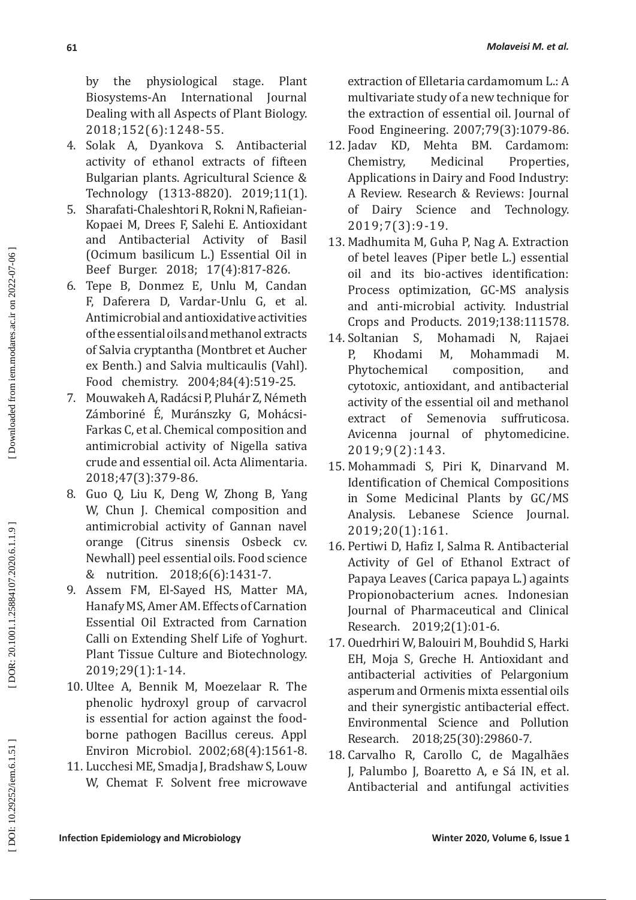by the physiological stage. Plant Biosystems-An International Journal Dealing with all Aspects of Plant Biology. 2018;152(6):1248-55.

4. Solak A, Dyankova S. Antibacterial activity of ethanol extracts of fifteen Bulgarian plants. Agricultural Science & Technology (1313-8820). 2019;11(1).
5. Sharafati-Chaleshtori R, Rokni N, Rafieian-Kopaei M, Drees F, Salehi E. Antioxidant and Antibacterial Activity of Basil (Ocimum basilicum L.) Essential Oil in Beef Burger. 2018; 17(4):817-826.
6. Tepe B, Donmez E, Unlu M, Candan F, Daferera D, Vardar-Unlu G, et al. Antimicrobial and antioxidative activities of the essential oils and methanol extracts of Salvia cryptantha (Montbret et Aucher ex Benth.) and Salvia multicaulis (Vahl). Food chemistry. 2004;84(4):519-25.
7. Mouwakeh A, Radácsi P, Pluhár Z, Németh Zámboriné É, Muránszky G, Mohácsi-Farkas C, et al. Chemical composition and antimicrobial activity of Nigella sativa crude and essential oil. Acta Alimentaria. 2018;47(3):379-86.
8. Guo Q, Liu K, Deng W, Zhong B, Yang W, Chun J. Chemical composition and antimicrobial activity of Gannan navel orange (Citrus sinensis Osbeck cv. Newhall) peel essential oils. Food science & nutrition. 2018;6(6):1431-7.
9. Assem FM, El-Sayed HS, Matter MA, Hanafy MS, Amer AM. Effects of Carnation Essential Oil Extracted from Carnation Calli on Extending Shelf Life of Yoghurt. Plant Tissue Culture and Biotechnology. 2019;29(1):1-14.
10. Ultee A, Bennik M, Moezelaar R. The phenolic hydroxyl group of carvacrol is essential for action against the food-borne pathogen Bacillus cereus. Appl Environ Microbiol. 2002;68(4):1561-8.
11. Lucchesi ME, Smadja J, Bradshaw S, Louw W, Chemat F. Solvent free microwave extraction of Elletaria cardamomum L.: A multivariate study of a new technique for the extraction of essential oil. Journal of Food Engineering. 2007;79(3):1079-86.
12. Jadav KD, Mehta BM. Cardamom: Chemistry, Medicinal Properties, Applications in Dairy and Food Industry: A Review. Research & Reviews: Journal of Dairy Science and Technology. 2019;7(3):9-19.
13. Madhumita M, Guha P, Nag A. Extraction of betel leaves (Piper betle L.) essential oil and its bio-actives identification: Process optimization, GC-MS analysis and anti-microbial activity. Industrial Crops and Products. 2019;138:111578.
14. Soltanian S, Mohamadi N, Rajaei P, Khodami M, Mohammadi M. Phytochemical composition, and cytotoxic, antioxidant, and antibacterial activity of the essential oil and methanol extract of Semenovia suffruticosa. Avicenna journal of phytomedicine. 2019;9(2):143.
15. Mohammadi S, Piri K, Dinarvand M. Identification of Chemical Compositions in Some Medicinal Plants by GC/MS Analysis. Lebanese Science Journal. 2019;20(1):161.
16. Pertiwi D, Hafiz I, Salma R. Antibacterial Activity of Gel of Ethanol Extract of Papaya Leaves (Carica papaya L.) againts Propionobacterium acnes. Indonesian Journal of Pharmaceutical and Clinical Research. 2019;2(1):01-6.
17. Ouedrhiri W, Balouiri M, Bouhdid S, Harki EH, Moja S, Greche H. Antioxidant and antibacterial activities of Pelargonium asperum and Ormenis mixta essential oils and their synergistic antibacterial effect. Environmental Science and Pollution Research. 2018;25(30):29860-7.
18. Carvalho R, Carollo C, de Magalhães J, Palumbo J, Boaretto A, e Sá IN, et al. Antibacterial and antifungal activities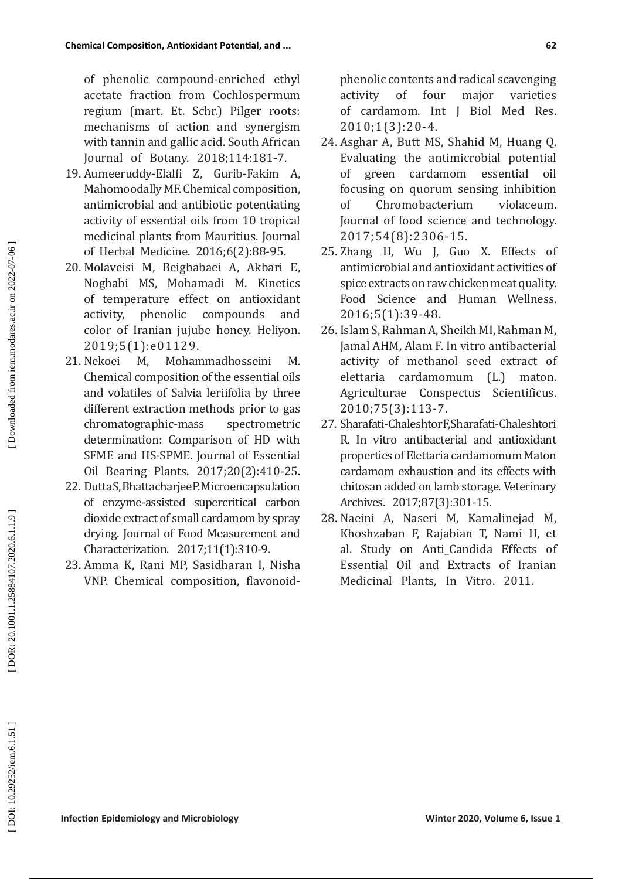of phenolic compound-enriched ethyl acetate fraction from Cochlospermum regium (mart. Et. Schr.) Pilger roots: mechanisms of action and synergism with tannin and gallic acid. South African Journal of Botany. 2018;114:181-7.

19. Aumeeruddy-Elalfi Z, Gurib-Fakim A, Mahomoodally MF. Chemical composition, antimicrobial and antibiotic potentiating activity of essential oils from 10 tropical medicinal plants from Mauritius. Journal of Herbal Medicine. 2016;6(2):88-95.
20. Molaveisi M, Beigbabaei A, Akbari E, Noghabi MS, Mohamadi M. Kinetics of temperature effect on antioxidant activity, phenolic compounds and color of Iranian jujube honey. Heliyon. 2019;5(1):e01129.
21. Nekoei M, Mohammadhosseini M. Chemical composition of the essential oils and volatiles of Salvia leriifolia by three different extraction methods prior to gas chromatographic-mass spectrometric determination: Comparison of HD with SFME and HS-SPME. Journal of Essential Oil Bearing Plants. 2017;20(2):410-25.
22. Dutta S, Bhattacharjee P. Microencapsulation of enzyme-assisted supercritical carbon dioxide extract of small cardamom by spray drying. Journal of Food Measurement and Characterization. 2017;11(1):310-9.
23. Amma K, Rani MP, Sasidharan I, Nisha VNP. Chemical composition, flavonoid-phenolic contents and radical scavenging activity of four major varieties of cardamom. Int J Biol Med Res. 2010;1(3):20-4.
24. Asghar A, Butt MS, Shahid M, Huang Q. Evaluating the antimicrobial potential of green cardamom essential oil focusing on quorum sensing inhibition of Chromobacterium violaceum. Journal of food science and technology. 2017;54(8):2306-15.
25. Zhang H, Wu J, Guo X. Effects of antimicrobial and antioxidant activities of spice extracts on raw chicken meat quality. Food Science and Human Wellness. 2016;5(1):39-48.
26. Islam S, Rahman A, Sheikh MI, Rahman M, Jamal AHM, Alam F. In vitro antibacterial activity of methanol seed extract of elettaria cardamomum (L.) maton. Agriculturae Conspectus Scientificus. 2010;75(3):113-7.
27. Sharafati-Chaleshtor F, Sharafati-Chaleshtori R. In vitro antibacterial and antioxidant properties of Elettaria cardamomum Maton cardamom exhaustion and its effects with chitosan added on lamb storage. Veterinary Archives. 2017;87(3):301-15.
28. Naeini A, Naseri M, Kamalinejad M, Khoshzaban F, Rajabian T, Nami H, et al. Study on Anti_Candida Effects of Essential Oil and Extracts of Iranian Medicinal Plants, In Vitro. 2011.